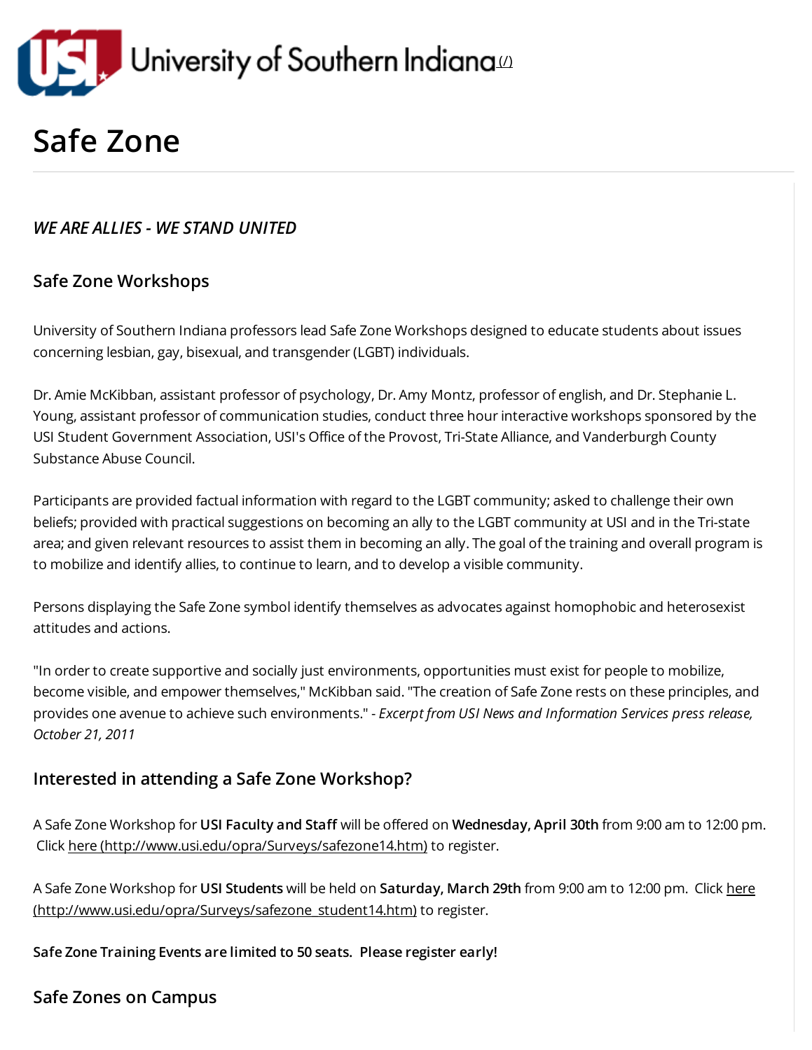University of Southern Indiana (/)

# Safe Zone

### *WE ARE ALLIES - WE STAND UNITED*

### Safe Zone Workshops

University of Southern Indiana professors lead Safe Zone Workshops designed to educate students about issues concerning lesbian, gay, bisexual, and transgender (LGBT) individuals.

Dr. Amie McKibban, assistant professor of psychology, Dr. Amy Montz, professor of english, and Dr. Stephanie L. Young, assistant professor of communication studies, conduct three hour interactive workshops sponsored by the USI Student Government Association, USI's Office of the Provost, Tri-State Alliance, and Vanderburgh County Substance Abuse Council.

Participants are provided factual information with regard to the LGBT community; asked to challenge their own beliefs; provided with practical suggestions on becoming an ally to the LGBT community at USI and in the Tri-state area; and given relevant resources to assist them in becoming an ally. The goal of the training and overall program is to mobilize and identify allies, to continue to learn, and to develop a visible community.

Persons displaying the Safe Zone symbol identify themselves as advocates against homophobic and heterosexist attitudes and actions.

"In order to create supportive and socially just environments, opportunities must exist for people to mobilize, become visible, and empower themselves," McKibban said. "The creation of Safe Zone rests on these principles, and provides one avenue to achieve such environments." *- Excerpt from USI News and Information Services press release, October 21, 2011*

### Interested in attending a Safe Zone Workshop?

A Safe Zone Workshop for **USI Faculty and Staff** will be offered on **Wednesday, April 30th** from 9:00 am to 12:00 pm. Click here (http://www.usi.edu/opra/Surveys/safezone14.htm) to register.

A Safe Zone Workshop for **USI Students** will be held on **Saturday, March 29th** from 9:00 am to 12:00 pm. Click here (http://www.usi.edu/opra/Surveys/safezone_student14.htm) to register.

**Safe Zone Training Events are limited to 50 seats. Please register early!**

### Safe Zones on Campus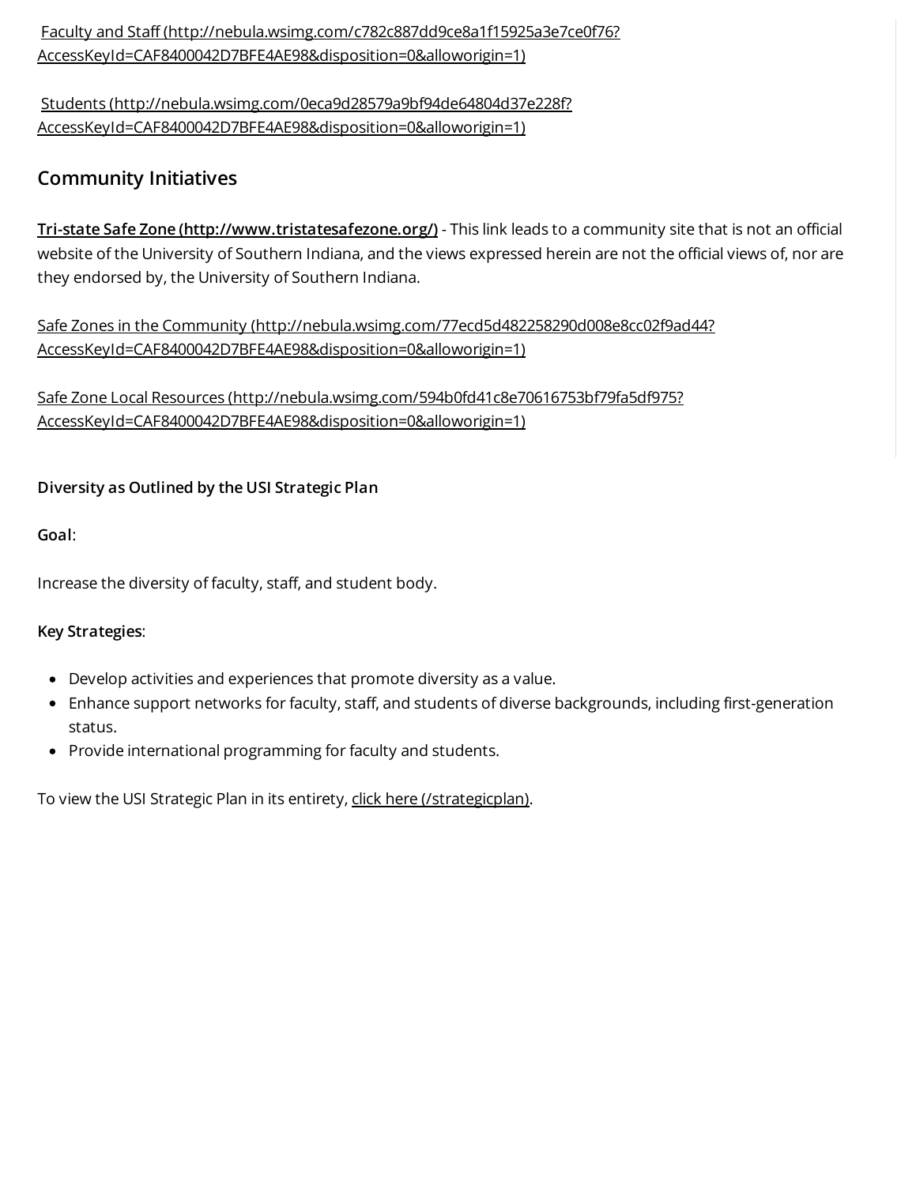Faculty and Staff (http://nebula.wsimg.com/c782c887dd9ce8a1f15925a3e7ce0f76?AccessKeyId=CAF8400042D7BFE4AE98&disposition=0&alloworigin=1)

Students (http://nebula.wsimg.com/0eca9d28579a9bf94de64804d37e228f?AccessKeyId=CAF8400042D7BFE4AE98&disposition=0&alloworigin=1)

## Community Initiatives

**Tri-state Safe Zone (http://www.tristatesafezone.org/)** - This link leads to a community site that is not an official website of the University of Southern Indiana, and the views expressed herein are not the official views of, nor are they endorsed by, the University of Southern Indiana.

Safe Zones in the Community (http://nebula.wsimg.com/77ecd5d482258290d008e8cc02f9ad44?AccessKeyId=CAF8400042D7BFE4AE98&disposition=0&alloworigin=1)

Safe Zone Local Resources (http://nebula.wsimg.com/594b0fd41c8e70616753bf79fa5df975?AccessKeyId=CAF8400042D7BFE4AE98&disposition=0&alloworigin=1)

**Diversity as Outlined by the USI Strategic Plan**

**Goal**:

Increase the diversity of faculty, staff, and student body.

**Key Strategies**:

- Develop activities and experiences that promote diversity as a value.
- Enhance support networks for faculty, staff, and students of diverse backgrounds, including first-generation status.
- Provide international programming for faculty and students.

To view the USI Strategic Plan in its entirety, click here (/strategicplan).